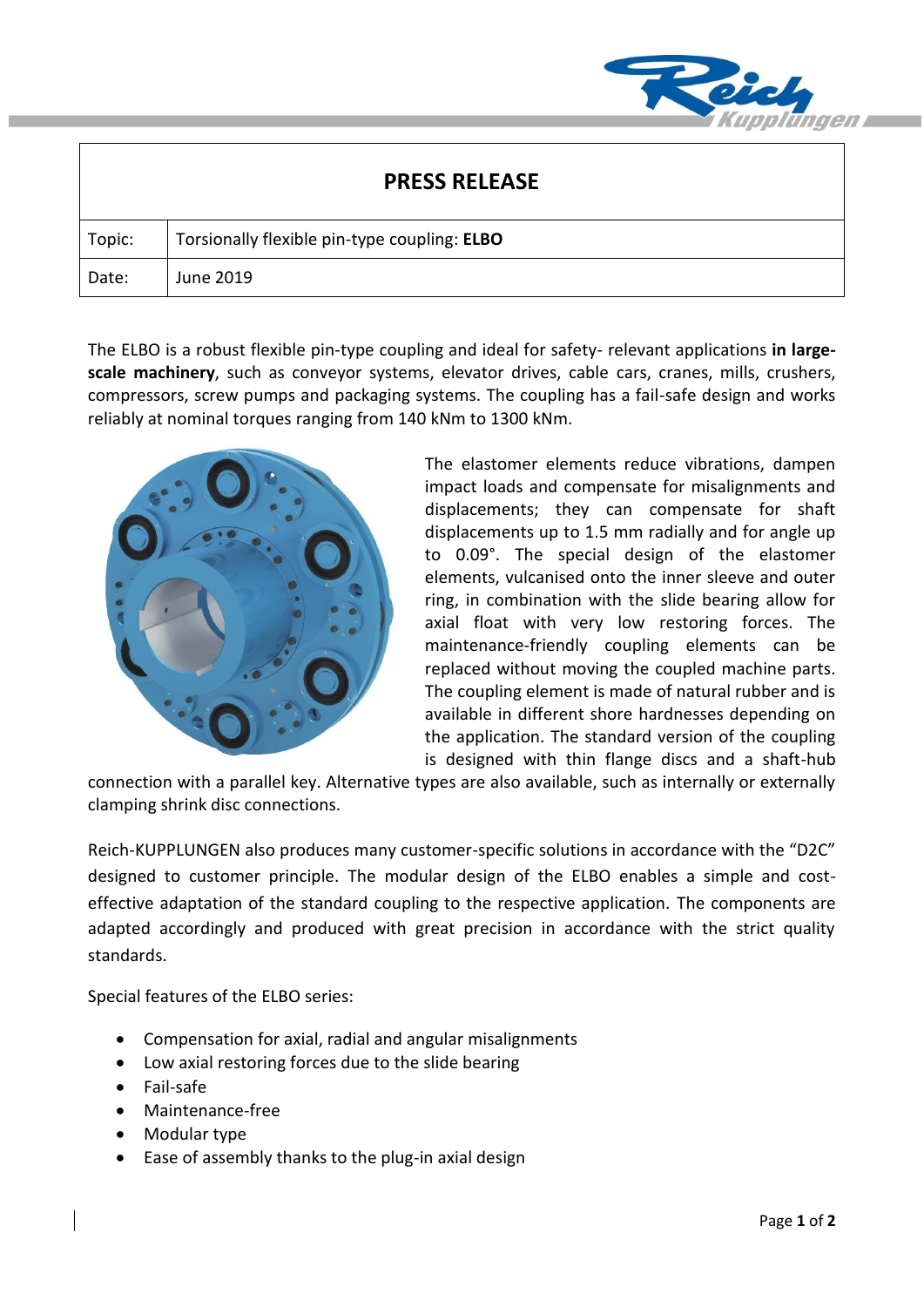# PRESS RELEASE

| Topic: | Torsionally flexible pin-type coupling: **ELBO** |
|---|---|
| Date: | June 2019 |

The ELBO is a robust flexible pin-type coupling and ideal for safety- relevant applications **in large-scale machinery**, such as conveyor systems, elevator drives, cable cars, cranes, mills, crushers, compressors, screw pumps and packaging systems. The coupling has a fail-safe design and works reliably at nominal torques ranging from 140 kNm to 1300 kNm.

The elastomer elements reduce vibrations, dampen impact loads and compensate for misalignments and displacements; they can compensate for shaft displacements up to 1.5 mm radially and for angle up to 0.09°. The special design of the elastomer elements, vulcanised onto the inner sleeve and outer ring, in combination with the slide bearing allow for axial float with very low restoring forces. The maintenance-friendly coupling elements can be replaced without moving the coupled machine parts. The coupling element is made of natural rubber and is available in different shore hardnesses depending on the application. The standard version of the coupling is designed with thin flange discs and a shaft-hub connection with a parallel key. Alternative types are also available, such as internally or externally clamping shrink disc connections.

Reich-KUPPLUNGEN also produces many customer-specific solutions in accordance with the "D2C" designed to customer principle. The modular design of the ELBO enables a simple and cost-effective adaptation of the standard coupling to the respective application. The components are adapted accordingly and produced with great precision in accordance with the strict quality standards.

Special features of the ELBO series:

- Compensation for axial, radial and angular misalignments
- Low axial restoring forces due to the slide bearing
- Fail-safe
- Maintenance-free
- Modular type
- Ease of assembly thanks to the plug-in axial design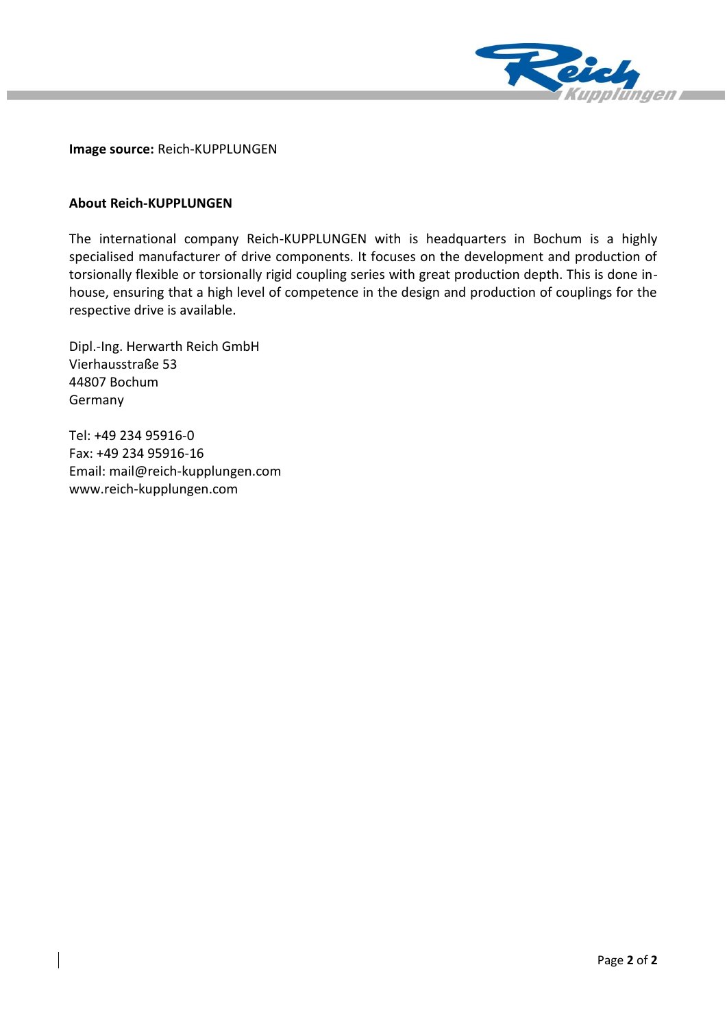**Image source:** Reich-KUPPLUNGEN

**About Reich-KUPPLUNGEN**

The international company Reich-KUPPLUNGEN with is headquarters in Bochum is a highly specialised manufacturer of drive components. It focuses on the development and production of torsionally flexible or torsionally rigid coupling series with great production depth. This is done in-house, ensuring that a high level of competence in the design and production of couplings for the respective drive is available.

Dipl.-Ing. Herwarth Reich GmbH
Vierhausstraße 53
44807 Bochum
Germany

Tel: +49 234 95916-0
Fax: +49 234 95916-16
Email: mail@reich-kupplungen.com
www.reich-kupplungen.com